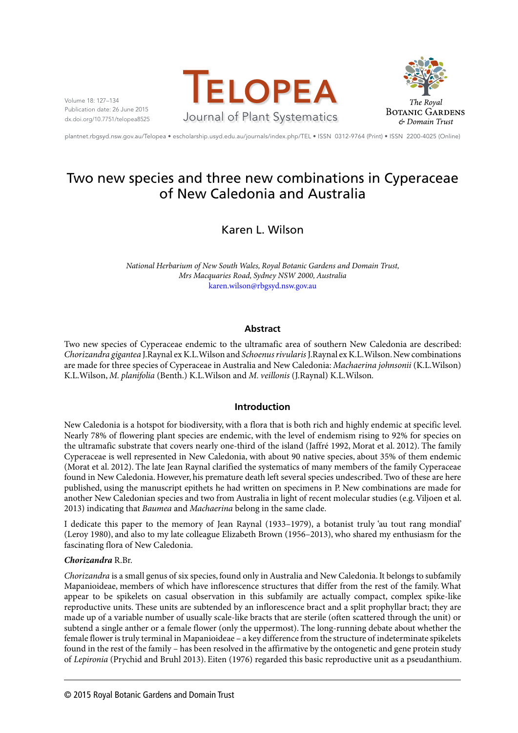# Two new species and three new combinations in Cyperaceae of New Caledonia and Australia

## Karen L. Wilson

*National Herbarium of New South Wales, Royal Botanic Gardens and Domain Trust, Mrs Macquaries Road, Sydney NSW 2000, Australia*
karen.wilson@rbgsyd.nsw.gov.au

### Abstract

Two new species of Cyperaceae endemic to the ultramafic area of southern New Caledonia are described: *Chorizandra gigantea* J.Raynal ex K.L.Wilson and *Schoenus rivularis* J.Raynal ex K.L.Wilson. New combinations are made for three species of Cyperaceae in Australia and New Caledonia: *Machaerina johnsonii* (K.L.Wilson) K.L.Wilson, *M. planifolia* (Benth.) K.L.Wilson and *M. veillonis* (J.Raynal) K.L.Wilson.

### Introduction

New Caledonia is a hotspot for biodiversity, with a flora that is both rich and highly endemic at specific level. Nearly 78% of flowering plant species are endemic, with the level of endemism rising to 92% for species on the ultramafic substrate that covers nearly one-third of the island (Jaffré 1992, Morat et al. 2012). The family Cyperaceae is well represented in New Caledonia, with about 90 native species, about 35% of them endemic (Morat et al. 2012). The late Jean Raynal clarified the systematics of many members of the family Cyperaceae found in New Caledonia. However, his premature death left several species undescribed. Two of these are here published, using the manuscript epithets he had written on specimens in P. New combinations are made for another New Caledonian species and two from Australia in light of recent molecular studies (e.g. Viljoen et al. 2013) indicating that *Baumea* and *Machaerina* belong in the same clade.

I dedicate this paper to the memory of Jean Raynal (1933–1979), a botanist truly 'au tout rang mondial' (Leroy 1980), and also to my late colleague Elizabeth Brown (1956–2013), who shared my enthusiasm for the fascinating flora of New Caledonia.

***Chorizandra*** **R.Br.**

*Chorizandra* is a small genus of six species, found only in Australia and New Caledonia. It belongs to subfamily Mapanioideae, members of which have inflorescence structures that differ from the rest of the family. What appear to be spikelets on casual observation in this subfamily are actually compact, complex spike-like reproductive units. These units are subtended by an inflorescence bract and a split prophyllar bract; they are made up of a variable number of usually scale-like bracts that are sterile (often scattered through the unit) or subtend a single anther or a female flower (only the uppermost). The long-running debate about whether the female flower is truly terminal in Mapanioideae – a key difference from the structure of indeterminate spikelets found in the rest of the family – has been resolved in the affirmative by the ontogenetic and gene protein study of *Lepironia* (Prychid and Bruhl 2013). Eiten (1976) regarded this basic reproductive unit as a pseudanthium.

© 2015 Royal Botanic Gardens and Domain Trust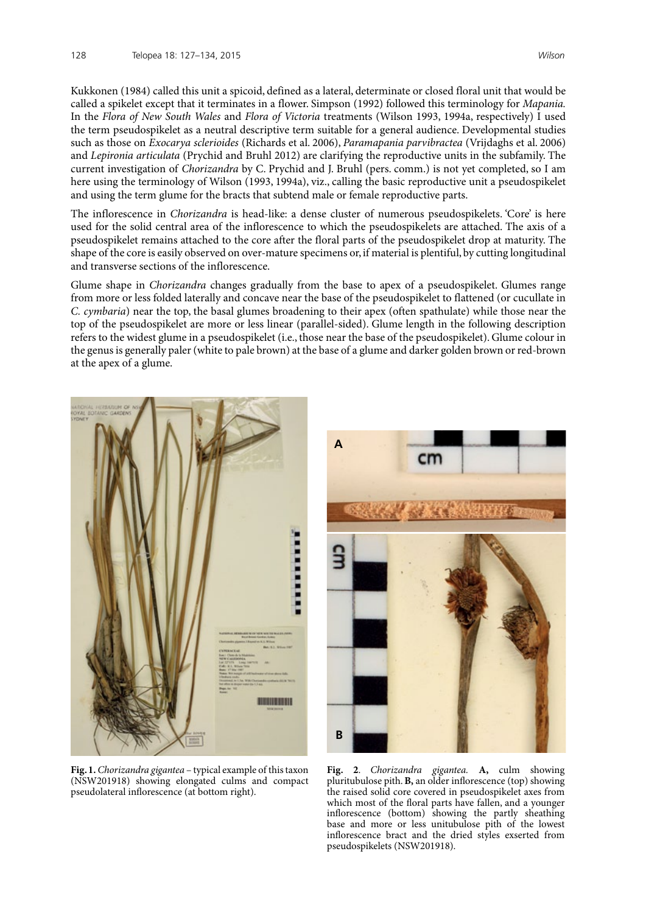Kukkonen (1984) called this unit a spicoid, defined as a lateral, determinate or closed floral unit that would be called a spikelet except that it terminates in a flower. Simpson (1992) followed this terminology for *Mapania.* In the *Flora of New South Wales* and *Flora of Victoria* treatments (Wilson 1993, 1994a, respectively) I used the term pseudospikelet as a neutral descriptive term suitable for a general audience. Developmental studies such as those on *Exocarya sclerioides* (Richards et al. 2006), *Paramapania parvibractea* (Vrijdaghs et al. 2006) and *Lepironia articulata* (Prychid and Bruhl 2012) are clarifying the reproductive units in the subfamily. The current investigation of *Chorizandra* by C. Prychid and J. Bruhl (pers. comm.) is not yet completed, so I am here using the terminology of Wilson (1993, 1994a), viz., calling the basic reproductive unit a pseudospikelet and using the term glume for the bracts that subtend male or female reproductive parts.

The inflorescence in *Chorizandra* is head-like: a dense cluster of numerous pseudospikelets. 'Core' is here used for the solid central area of the inflorescence to which the pseudospikelets are attached. The axis of a pseudospikelet remains attached to the core after the floral parts of the pseudospikelet drop at maturity. The shape of the core is easily observed on over-mature specimens or, if material is plentiful, by cutting longitudinal and transverse sections of the inflorescence.

Glume shape in *Chorizandra* changes gradually from the base to apex of a pseudospikelet. Glumes range from more or less folded laterally and concave near the base of the pseudospikelet to flattened (or cucullate in *C. cymbaria*) near the top, the basal glumes broadening to their apex (often spathulate) while those near the top of the pseudospikelet are more or less linear (parallel-sided). Glume length in the following description refers to the widest glume in a pseudospikelet (i.e., those near the base of the pseudospikelet). Glume colour in the genus is generally paler (white to pale brown) at the base of a glume and darker golden brown or red-brown at the apex of a glume.

**Fig. 1.** *Chorizandra gigantea* – typical example of this taxon (NSW201918) showing elongated culms and compact pseudolateral inflorescence (at bottom right).

**Fig. 2**. *Chorizandra gigantea.* **A,** culm showing pluritubulose pith. **B,** an older inflorescence (top) showing the raised solid core covered in pseudospikelet axes from which most of the floral parts have fallen, and a younger inflorescence (bottom) showing the partly sheathing base and more or less unitubulose pith of the lowest inflorescence bract and the dried styles exserted from pseudospikelets (NSW201918).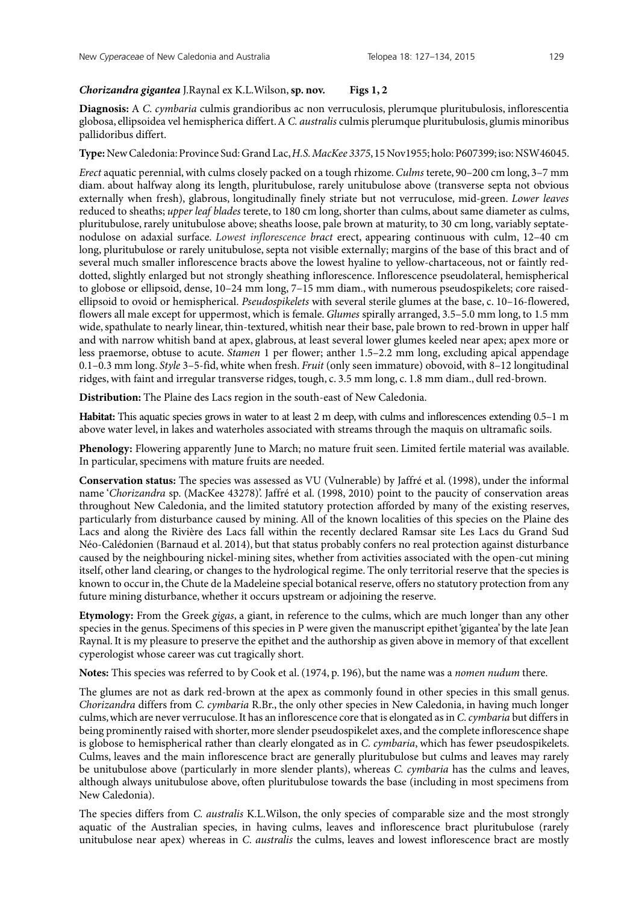***Chorizandra gigantea*** **J.Raynal ex K.L.Wilson, sp. nov.** **Figs 1, 2**

**Diagnosis:** A *C. cymbaria* culmis grandioribus ac non verruculosis, plerumque pluritubulosis, inflorescentia globosa, ellipsoidea vel hemispherica differt. A *C. australis* culmis plerumque pluritubulosis, glumis minoribus pallidoribus differt.

**Type:** New Caledonia: Province Sud: Grand Lac, *H.S. MacKee 3375*, 15 Nov 1955; holo: P607399; iso: NSW46045.

*Erect* aquatic perennial, with culms closely packed on a tough rhizome. *Culms* terete, 90–200 cm long, 3–7 mm diam. about halfway along its length, pluritubulose, rarely unitubulose above (transverse septa not obvious externally when fresh), glabrous, longitudinally finely striate but not verruculose, mid-green. *Lower leaves* reduced to sheaths; *upper leaf blades* terete, to 180 cm long, shorter than culms, about same diameter as culms, pluritubulose, rarely unitubulose above; sheaths loose, pale brown at maturity, to 30 cm long, variably septate-nodulose on adaxial surface. *Lowest inflorescence bract* erect, appearing continuous with culm, 12–40 cm long, pluritubulose or rarely unitubulose, septa not visible externally; margins of the base of this bract and of several much smaller inflorescence bracts above the lowest hyaline to yellow-chartaceous, not or faintly red-dotted, slightly enlarged but not strongly sheathing inflorescence. Inflorescence pseudolateral, hemispherical to globose or ellipsoid, dense, 10–24 mm long, 7–15 mm diam., with numerous pseudospikelets; core raised-ellipsoid to ovoid or hemispherical. *Pseudospikelets* with several sterile glumes at the base, c. 10–16-flowered, flowers all male except for uppermost, which is female. *Glumes* spirally arranged, 3.5–5.0 mm long, to 1.5 mm wide, spathulate to nearly linear, thin-textured, whitish near their base, pale brown to red-brown in upper half and with narrow whitish band at apex, glabrous, at least several lower glumes keeled near apex; apex more or less praemorse, obtuse to acute. *Stamen* 1 per flower; anther 1.5–2.2 mm long, excluding apical appendage 0.1–0.3 mm long. *Style* 3–5-fid, white when fresh. *Fruit* (only seen immature) obovoid, with 8–12 longitudinal ridges, with faint and irregular transverse ridges, tough, c. 3.5 mm long, c. 1.8 mm diam., dull red-brown.

**Distribution:** The Plaine des Lacs region in the south-east of New Caledonia.

**Habitat:** This aquatic species grows in water to at least 2 m deep, with culms and inflorescences extending 0.5–1 m above water level, in lakes and waterholes associated with streams through the maquis on ultramafic soils.

**Phenology:** Flowering apparently June to March; no mature fruit seen. Limited fertile material was available. In particular, specimens with mature fruits are needed.

**Conservation status:** The species was assessed as VU (Vulnerable) by Jaffré et al. (1998), under the informal name '*Chorizandra* sp. (MacKee 43278)'. Jaffré et al. (1998, 2010) point to the paucity of conservation areas throughout New Caledonia, and the limited statutory protection afforded by many of the existing reserves, particularly from disturbance caused by mining. All of the known localities of this species on the Plaine des Lacs and along the Rivière des Lacs fall within the recently declared Ramsar site Les Lacs du Grand Sud Néo-Calédonien (Barnaud et al. 2014), but that status probably confers no real protection against disturbance caused by the neighbouring nickel-mining sites, whether from activities associated with the open-cut mining itself, other land clearing, or changes to the hydrological regime. The only territorial reserve that the species is known to occur in, the Chute de la Madeleine special botanical reserve, offers no statutory protection from any future mining disturbance, whether it occurs upstream or adjoining the reserve.

**Etymology:** From the Greek *gigas*, a giant, in reference to the culms, which are much longer than any other species in the genus. Specimens of this species in P were given the manuscript epithet 'gigantea' by the late Jean Raynal. It is my pleasure to preserve the epithet and the authorship as given above in memory of that excellent cyperologist whose career was cut tragically short.

**Notes:** This species was referred to by Cook et al. (1974, p. 196), but the name was a *nomen nudum* there.

The glumes are not as dark red-brown at the apex as commonly found in other species in this small genus. *Chorizandra* differs from *C. cymbaria* R.Br., the only other species in New Caledonia, in having much longer culms, which are never verruculose. It has an inflorescence core that is elongated as in *C. cymbaria* but differs in being prominently raised with shorter, more slender pseudospikelet axes, and the complete inflorescence shape is globose to hemispherical rather than clearly elongated as in *C. cymbaria*, which has fewer pseudospikelets. Culms, leaves and the main inflorescence bract are generally pluritubulose but culms and leaves may rarely be unitubulose above (particularly in more slender plants), whereas *C. cymbaria* has the culms and leaves, although always unitubulose above, often pluritubulose towards the base (including in most specimens from New Caledonia).

The species differs from *C. australis* K.L.Wilson, the only species of comparable size and the most strongly aquatic of the Australian species, in having culms, leaves and inflorescence bract pluritubulose (rarely unitubulose near apex) whereas in *C. australis* the culms, leaves and lowest inflorescence bract are mostly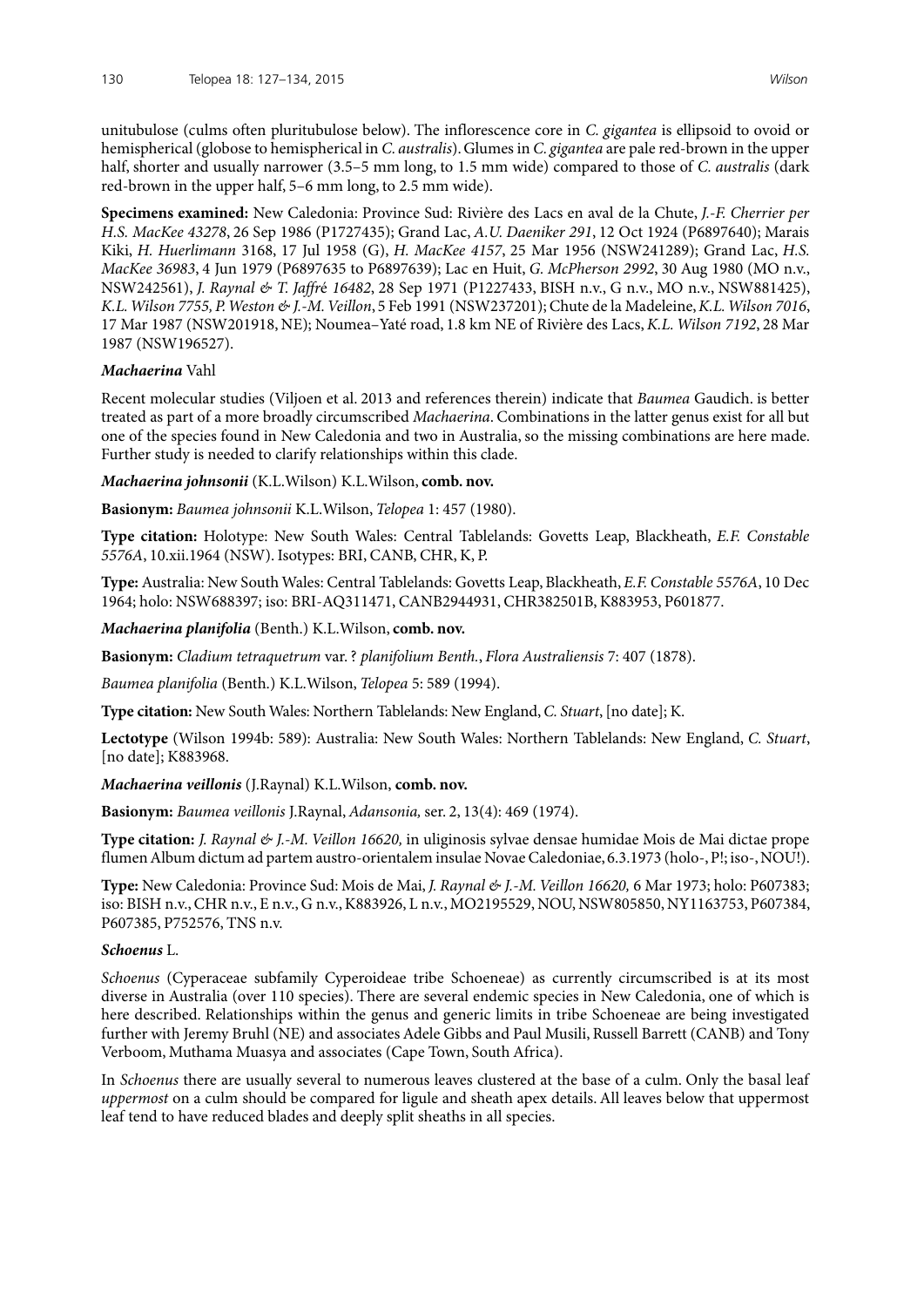unitubulose (culms often pluritubulose below). The inflorescence core in *C. gigantea* is ellipsoid to ovoid or hemispherical (globose to hemispherical in *C. australis*). Glumes in *C. gigantea* are pale red-brown in the upper half, shorter and usually narrower (3.5–5 mm long, to 1.5 mm wide) compared to those of *C. australis* (dark red-brown in the upper half, 5–6 mm long, to 2.5 mm wide).

**Specimens examined:** New Caledonia: Province Sud: Rivière des Lacs en aval de la Chute, *J.-F. Cherrier per H.S. MacKee 43278*, 26 Sep 1986 (P1727435); Grand Lac, *A.U. Daeniker 291*, 12 Oct 1924 (P6897640); Marais Kiki, *H. Huerlimann* 3168, 17 Jul 1958 (G), *H. MacKee 4157*, 25 Mar 1956 (NSW241289); Grand Lac, *H.S. MacKee 36983*, 4 Jun 1979 (P6897635 to P6897639); Lac en Huit, *G. McPherson 2992*, 30 Aug 1980 (MO n.v., NSW242561), *J. Raynal & T. Jaffré 16482*, 28 Sep 1971 (P1227433, BISH n.v., G n.v., MO n.v., NSW881425), *K.L. Wilson 7755, P. Weston & J.-M. Veillon*, 5 Feb 1991 (NSW237201); Chute de la Madeleine, *K.L. Wilson 7016*, 17 Mar 1987 (NSW201918, NE); Noumea–Yaté road, 1.8 km NE of Rivière des Lacs, *K.L. Wilson 7192*, 28 Mar 1987 (NSW196527).

***Machaerina*** Vahl

Recent molecular studies (Viljoen et al. 2013 and references therein) indicate that *Baumea* Gaudich. is better treated as part of a more broadly circumscribed *Machaerina*. Combinations in the latter genus exist for all but one of the species found in New Caledonia and two in Australia, so the missing combinations are here made. Further study is needed to clarify relationships within this clade.

***Machaerina johnsonii*** (K.L.Wilson) K.L.Wilson, **comb. nov.**

**Basionym:** *Baumea johnsonii* K.L.Wilson, *Telopea* 1: 457 (1980).

**Type citation:** Holotype: New South Wales: Central Tablelands: Govetts Leap, Blackheath, *E.F. Constable 5576A*, 10.xii.1964 (NSW). Isotypes: BRI, CANB, CHR, K, P.

**Type:** Australia: New South Wales: Central Tablelands: Govetts Leap, Blackheath, *E.F. Constable 5576A*, 10 Dec 1964; holo: NSW688397; iso: BRI-AQ311471, CANB2944931, CHR382501B, K883953, P601877.

***Machaerina planifolia*** (Benth.) K.L.Wilson, **comb. nov.**

**Basionym:** *Cladium tetraquetrum* var. ? *planifolium Benth.*, *Flora Australiensis* 7: 407 (1878).

*Baumea planifolia* (Benth.) K.L.Wilson, *Telopea* 5: 589 (1994).

**Type citation:** New South Wales: Northern Tablelands: New England, *C. Stuart*, [no date]; K.

**Lectotype** (Wilson 1994b: 589): Australia: New South Wales: Northern Tablelands: New England, *C. Stuart*, [no date]; K883968.

***Machaerina veillonis*** (J.Raynal) K.L.Wilson, **comb. nov.**

**Basionym:** *Baumea veillonis* J.Raynal, *Adansonia,* ser. 2, 13(4): 469 (1974).

**Type citation:** *J. Raynal & J.-M. Veillon 16620,* in uliginosis sylvae densae humidae Mois de Mai dictae prope flumen Album dictum ad partem austro-orientalem insulae Novae Caledoniae, 6.3.1973 (holo-, P!; iso-, NOU!).

**Type:** New Caledonia: Province Sud: Mois de Mai, *J. Raynal & J.-M. Veillon 16620,* 6 Mar 1973; holo: P607383; iso: BISH n.v., CHR n.v., E n.v., G n.v., K883926, L n.v., MO2195529, NOU, NSW805850, NY1163753, P607384, P607385, P752576, TNS n.v.

***Schoenus*** L.

*Schoenus* (Cyperaceae subfamily Cyperoideae tribe Schoeneae) as currently circumscribed is at its most diverse in Australia (over 110 species). There are several endemic species in New Caledonia, one of which is here described. Relationships within the genus and generic limits in tribe Schoeneae are being investigated further with Jeremy Bruhl (NE) and associates Adele Gibbs and Paul Musili, Russell Barrett (CANB) and Tony Verboom, Muthama Muasya and associates (Cape Town, South Africa).

In *Schoenus* there are usually several to numerous leaves clustered at the base of a culm. Only the basal leaf *uppermost* on a culm should be compared for ligule and sheath apex details. All leaves below that uppermost leaf tend to have reduced blades and deeply split sheaths in all species.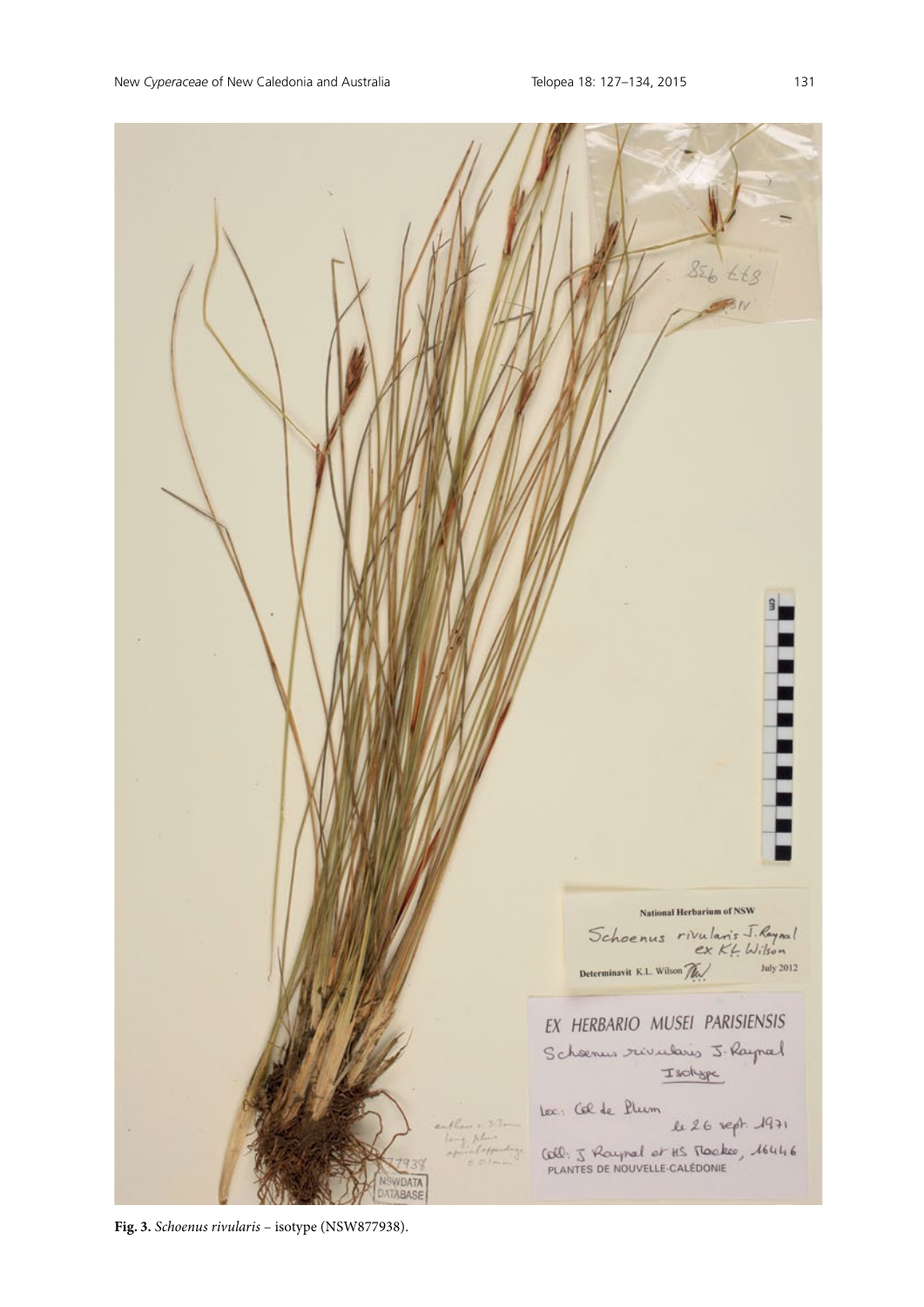**Fig. 3.** *Schoenus rivularis* – isotype (NSW877938).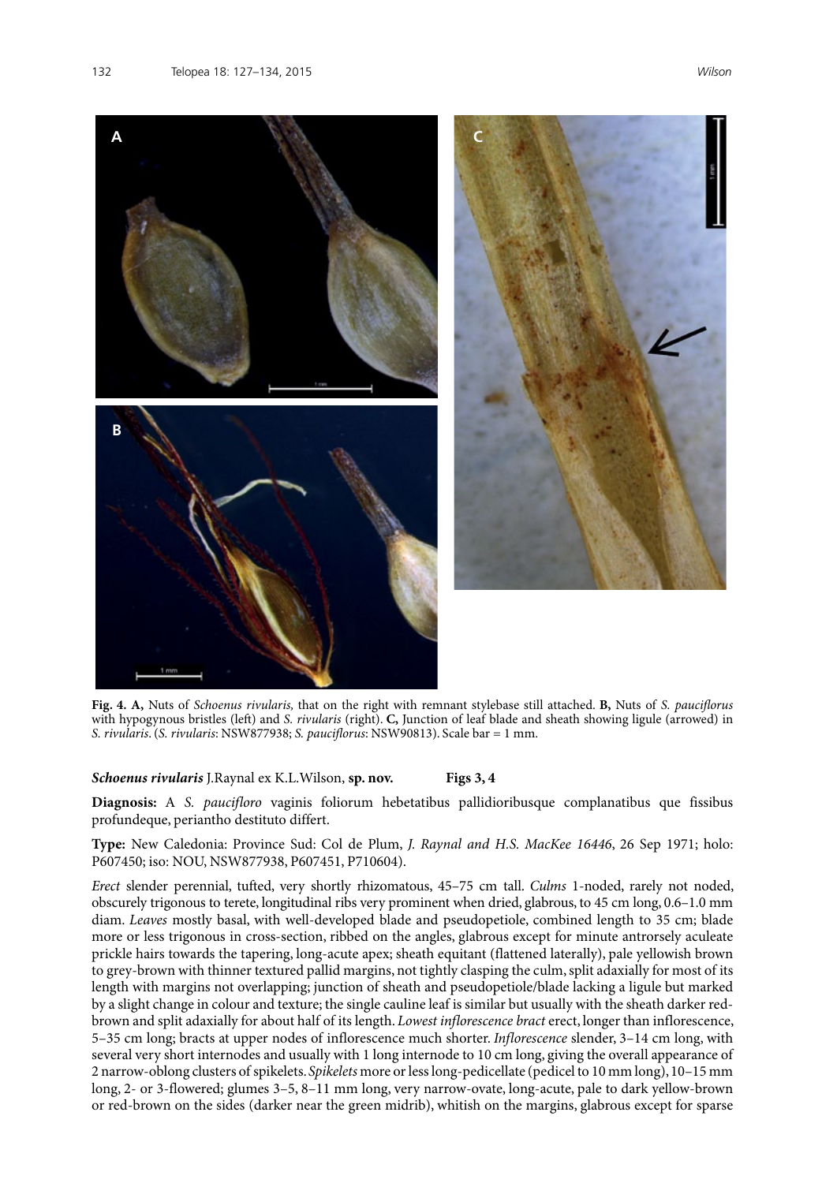**Fig. 4. A,** Nuts of *Schoenus rivularis,* that on the right with remnant stylebase still attached. **B,** Nuts of *S. pauciflorus* with hypogynous bristles (left) and *S. rivularis* (right). **C,** Junction of leaf blade and sheath showing ligule (arrowed) in *S. rivularis*. (*S. rivularis*: NSW877938; *S. pauciflorus*: NSW90813). Scale bar = 1 mm.

***Schoenus rivularis*** **J.Raynal ex K.L.Wilson, sp. nov.** **Figs 3, 4**

**Diagnosis:** A *S. paucifloro* vaginis foliorum hebetatibus pallidioribusque complanatibus que fissibus profundeque, perianthо destituto differt.

**Type:** New Caledonia: Province Sud: Col de Plum, *J. Raynal and H.S. MacKee 16446*, 26 Sep 1971; holo: P607450; iso: NOU, NSW877938, P607451, P710604).

*Erect* slender perennial, tufted, very shortly rhizomatous, 45–75 cm tall. *Culms* 1-noded, rarely not noded, obscurely trigonous to terete, longitudinal ribs very prominent when dried, glabrous, to 45 cm long, 0.6–1.0 mm diam. *Leaves* mostly basal, with well-developed blade and pseudopetiole, combined length to 35 cm; blade more or less trigonous in cross-section, ribbed on the angles, glabrous except for minute antrorsely aculeate prickle hairs towards the tapering, long-acute apex; sheath equitant (flattened laterally), pale yellowish brown to grey-brown with thinner textured pallid margins, not tightly clasping the culm, split adaxially for most of its length with margins not overlapping; junction of sheath and pseudopetiole/blade lacking a ligule but marked by a slight change in colour and texture; the single cauline leaf is similar but usually with the sheath darker red-brown and split adaxially for about half of its length. *Lowest inflorescence bract* erect, longer than inflorescence, 5–35 cm long; bracts at upper nodes of inflorescence much shorter. *Inflorescence* slender, 3–14 cm long, with several very short internodes and usually with 1 long internode to 10 cm long, giving the overall appearance of 2 narrow-oblong clusters of spikelets. *Spikelets* more or less long-pedicellate (pedicel to 10 mm long), 10–15 mm long, 2- or 3-flowered; glumes 3–5, 8–11 mm long, very narrow-ovate, long-acute, pale to dark yellow-brown or red-brown on the sides (darker near the green midrib), whitish on the margins, glabrous except for sparse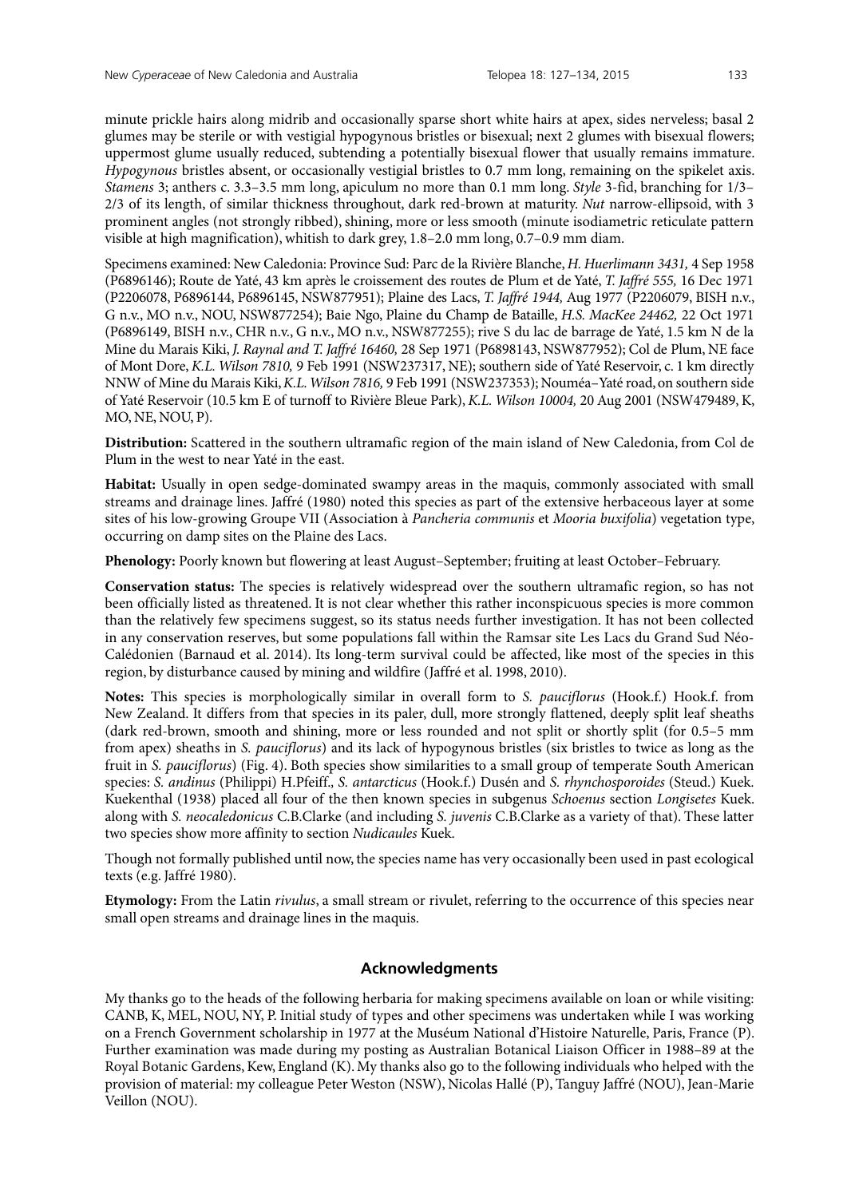minute prickle hairs along midrib and occasionally sparse short white hairs at apex, sides nerveless; basal 2 glumes may be sterile or with vestigial hypogynous bristles or bisexual; next 2 glumes with bisexual flowers; uppermost glume usually reduced, subtending a potentially bisexual flower that usually remains immature. *Hypogynous* bristles absent, or occasionally vestigial bristles to 0.7 mm long, remaining on the spikelet axis. *Stamens* 3; anthers c. 3.3–3.5 mm long, apiculum no more than 0.1 mm long. *Style* 3-fid, branching for 1/3–2/3 of its length, of similar thickness throughout, dark red-brown at maturity. *Nut* narrow-ellipsoid, with 3 prominent angles (not strongly ribbed), shining, more or less smooth (minute isodiametric reticulate pattern visible at high magnification), whitish to dark grey, 1.8–2.0 mm long, 0.7–0.9 mm diam.

Specimens examined: New Caledonia: Province Sud: Parc de la Rivière Blanche, *H. Huerlimann 3431,* 4 Sep 1958 (P6896146); Route de Yaté, 43 km après le croissement des routes de Plum et de Yaté, *T. Jaffré 555,* 16 Dec 1971 (P2206078, P6896144, P6896145, NSW877951); Plaine des Lacs, *T. Jaffré 1944,* Aug 1977 (P2206079, BISH n.v., G n.v., MO n.v., NOU, NSW877254); Baie Ngo, Plaine du Champ de Bataille, *H.S. MacKee 24462,* 22 Oct 1971 (P6896149, BISH n.v., CHR n.v., G n.v., MO n.v., NSW877255); rive S du lac de barrage de Yaté, 1.5 km N de la Mine du Marais Kiki, *J. Raynal and T. Jaffré 16460,* 28 Sep 1971 (P6898143, NSW877952); Col de Plum, NE face of Mont Dore, *K.L. Wilson 7810,* 9 Feb 1991 (NSW237317, NE); southern side of Yaté Reservoir, c. 1 km directly NNW of Mine du Marais Kiki, *K.L. Wilson 7816,* 9 Feb 1991 (NSW237353); Nouméa–Yaté road, on southern side of Yaté Reservoir (10.5 km E of turnoff to Rivière Bleue Park), *K.L. Wilson 10004,* 20 Aug 2001 (NSW479489, K, MO, NE, NOU, P).

**Distribution:** Scattered in the southern ultramafic region of the main island of New Caledonia, from Col de Plum in the west to near Yaté in the east.

**Habitat:** Usually in open sedge-dominated swampy areas in the maquis, commonly associated with small streams and drainage lines. Jaffré (1980) noted this species as part of the extensive herbaceous layer at some sites of his low-growing Groupe VII (Association à *Pancheria communis* et *Mooria buxifolia*) vegetation type, occurring on damp sites on the Plaine des Lacs.

**Phenology:** Poorly known but flowering at least August–September; fruiting at least October–February.

**Conservation status:** The species is relatively widespread over the southern ultramafic region, so has not been officially listed as threatened. It is not clear whether this rather inconspicuous species is more common than the relatively few specimens suggest, so its status needs further investigation. It has not been collected in any conservation reserves, but some populations fall within the Ramsar site Les Lacs du Grand Sud Néo-Calédonien (Barnaud et al. 2014). Its long-term survival could be affected, like most of the species in this region, by disturbance caused by mining and wildfire (Jaffré et al. 1998, 2010).

**Notes:** This species is morphologically similar in overall form to *S. pauciflorus* (Hook.f.) Hook.f. from New Zealand. It differs from that species in its paler, dull, more strongly flattened, deeply split leaf sheaths (dark red-brown, smooth and shining, more or less rounded and not split or shortly split (for 0.5–5 mm from apex) sheaths in *S. pauciflorus*) and its lack of hypogynous bristles (six bristles to twice as long as the fruit in *S. pauciflorus*) (Fig. 4). Both species show similarities to a small group of temperate South American species: *S. andinus* (Philippi) H.Pfeiff., *S. antarcticus* (Hook.f.) Dusén and *S. rhynchosporoides* (Steud.) Kuek. Kuekenthal (1938) placed all four of the then known species in subgenus *Schoenus* section *Longisetes* Kuek. along with *S. neocaledonicus* C.B.Clarke (and including *S. juvenis* C.B.Clarke as a variety of that). These latter two species show more affinity to section *Nudicaules* Kuek.

Though not formally published until now, the species name has very occasionally been used in past ecological texts (e.g. Jaffré 1980).

**Etymology:** From the Latin *rivulus*, a small stream or rivulet, referring to the occurrence of this species near small open streams and drainage lines in the maquis.

## Acknowledgments

My thanks go to the heads of the following herbaria for making specimens available on loan or while visiting: CANB, K, MEL, NOU, NY, P. Initial study of types and other specimens was undertaken while I was working on a French Government scholarship in 1977 at the Muséum National d'Histoire Naturelle, Paris, France (P). Further examination was made during my posting as Australian Botanical Liaison Officer in 1988–89 at the Royal Botanic Gardens, Kew, England (K). My thanks also go to the following individuals who helped with the provision of material: my colleague Peter Weston (NSW), Nicolas Hallé (P), Tanguy Jaffré (NOU), Jean-Marie Veillon (NOU).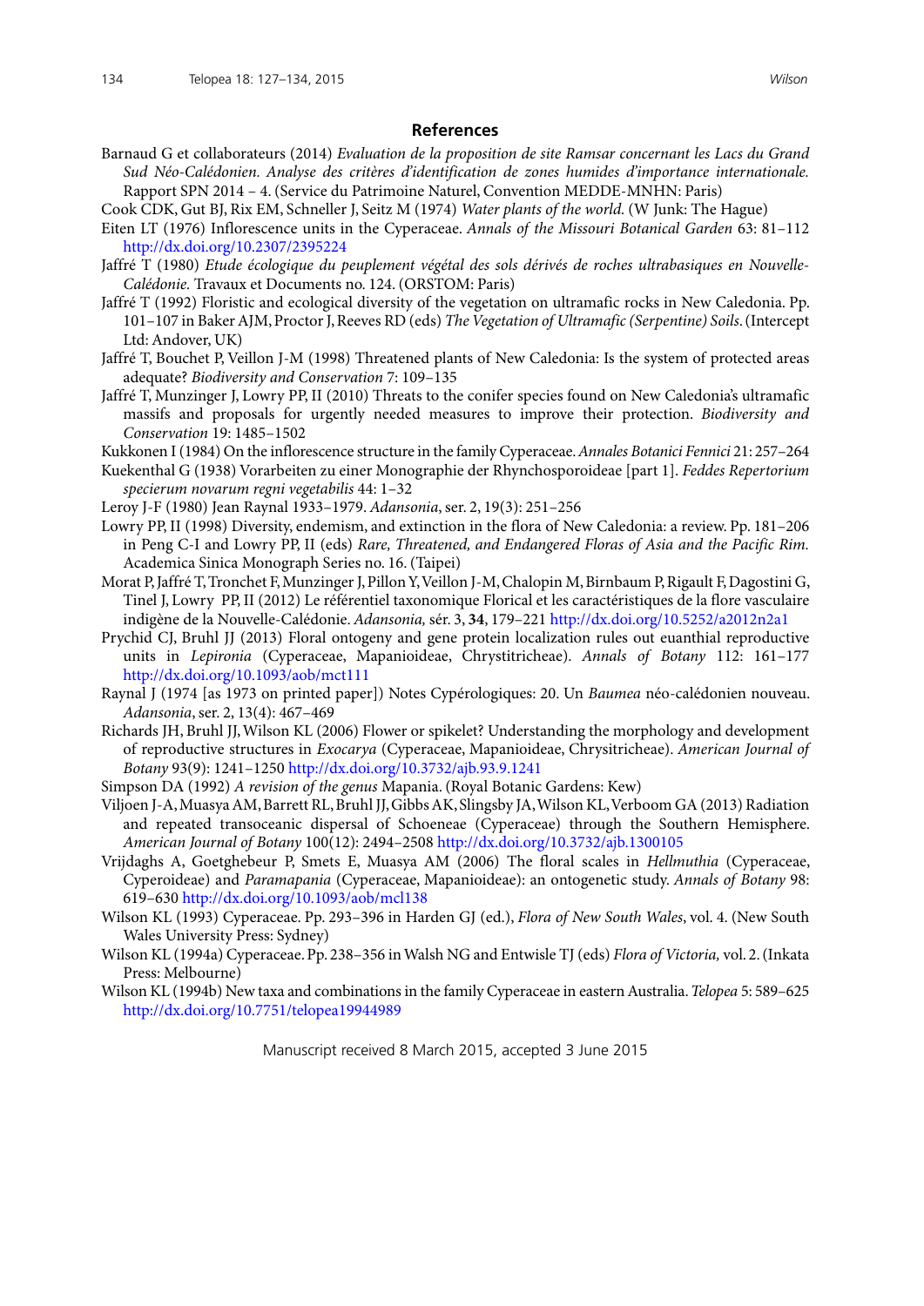## References

Barnaud G et collaborateurs (2014) *Evaluation de la proposition de site Ramsar concernant les Lacs du Grand Sud Néo-Calédonien. Analyse des critères d'identification de zones humides d'importance internationale.* Rapport SPN 2014 – 4. (Service du Patrimoine Naturel, Convention MEDDE-MNHN: Paris)

Cook CDK, Gut BJ, Rix EM, Schneller J, Seitz M (1974) *Water plants of the world.* (W Junk: The Hague)

Eiten LT (1976) Inflorescence units in the Cyperaceae. *Annals of the Missouri Botanical Garden* 63: 81–112 http://dx.doi.org/10.2307/2395224

Jaffré T (1980) *Etude écologique du peuplement végétal des sols dérivés de roches ultrabasiques en Nouvelle-Calédonie.* Travaux et Documents no. 124. (ORSTOM: Paris)

Jaffré T (1992) Floristic and ecological diversity of the vegetation on ultramafic rocks in New Caledonia. Pp. 101–107 in Baker AJM, Proctor J, Reeves RD (eds) *The Vegetation of Ultramafic (Serpentine) Soils.* (Intercept Ltd: Andover, UK)

Jaffré T, Bouchet P, Veillon J-M (1998) Threatened plants of New Caledonia: Is the system of protected areas adequate? *Biodiversity and Conservation* 7: 109–135

Jaffré T, Munzinger J, Lowry PP, II (2010) Threats to the conifer species found on New Caledonia's ultramafic massifs and proposals for urgently needed measures to improve their protection. *Biodiversity and Conservation* 19: 1485–1502

Kukkonen I (1984) On the inflorescence structure in the family Cyperaceae. *Annales Botanici Fennici* 21: 257–264

Kuekenthal G (1938) Vorarbeiten zu einer Monographie der Rhynchosporoideae [part 1]. *Feddes Repertorium specierum novarum regni vegetabilis* 44: 1–32

Leroy J-F (1980) Jean Raynal 1933–1979. *Adansonia*, ser. 2, 19(3): 251–256

Lowry PP, II (1998) Diversity, endemism, and extinction in the flora of New Caledonia: a review. Pp. 181–206 in Peng C-I and Lowry PP, II (eds) *Rare, Threatened, and Endangered Floras of Asia and the Pacific Rim.* Academica Sinica Monograph Series no. 16. (Taipei)

Morat P, Jaffré T, Tronchet F, Munzinger J, Pillon Y, Veillon J-M, Chalopin M, Birnbaum P, Rigault F, Dagostini G, Tinel J, Lowry PP, II (2012) Le référentiel taxonomique Florical et les caractéristiques de la flore vasculaire indigène de la Nouvelle-Calédonie. *Adansonia,* sér. 3, **34**, 179–221 http://dx.doi.org/10.5252/a2012n2a1

Prychid CJ, Bruhl JJ (2013) Floral ontogeny and gene protein localization rules out euanthial reproductive units in *Lepironia* (Cyperaceae, Mapanioideae, Chrystitricheae). *Annals of Botany* 112: 161–177 http://dx.doi.org/10.1093/aob/mct111

Raynal J (1974 [as 1973 on printed paper]) Notes Cypérologiques: 20. Un *Baumea* néo-calédonien nouveau. *Adansonia*, ser. 2, 13(4): 467–469

Richards JH, Bruhl JJ, Wilson KL (2006) Flower or spikelet? Understanding the morphology and development of reproductive structures in *Exocarya* (Cyperaceae, Mapanioideae, Chrysitricheae). *American Journal of Botany* 93(9): 1241–1250 http://dx.doi.org/10.3732/ajb.93.9.1241

Simpson DA (1992) *A revision of the genus* Mapania. (Royal Botanic Gardens: Kew)

Viljoen J-A, Muasya AM, Barrett RL, Bruhl JJ, Gibbs AK, Slingsby JA, Wilson KL, Verboom GA (2013) Radiation and repeated transoceanic dispersal of Schoeneae (Cyperaceae) through the Southern Hemisphere. *American Journal of Botany* 100(12): 2494–2508 http://dx.doi.org/10.3732/ajb.1300105

Vrijdaghs A, Goetghebeur P, Smets E, Muasya AM (2006) The floral scales in *Hellmuthia* (Cyperaceae, Cyperoideae) and *Paramapania* (Cyperaceae, Mapanioideae): an ontogenetic study. *Annals of Botany* 98: 619–630 http://dx.doi.org/10.1093/aob/mcl138

Wilson KL (1993) Cyperaceae. Pp. 293–396 in Harden GJ (ed.), *Flora of New South Wales*, vol. 4. (New South Wales University Press: Sydney)

Wilson KL (1994a) Cyperaceae. Pp. 238–356 in Walsh NG and Entwisle TJ (eds) *Flora of Victoria,* vol. 2. (Inkata Press: Melbourne)

Wilson KL (1994b) New taxa and combinations in the family Cyperaceae in eastern Australia. *Telopea* 5: 589–625 http://dx.doi.org/10.7751/telopea19944989

Manuscript received 8 March 2015, accepted 3 June 2015